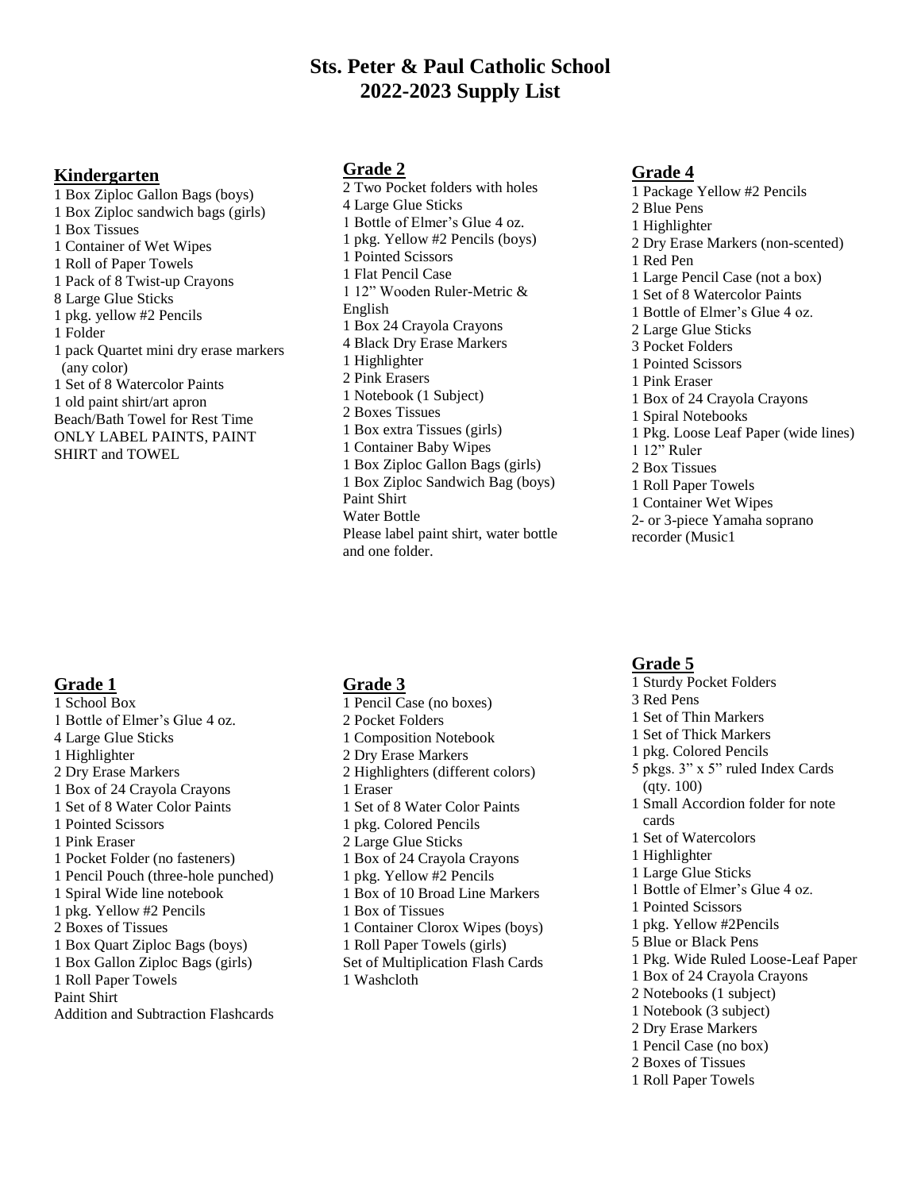# Sts. Peter & Paul Catholic School
# 2022-2023 Supply List

## Kindergarten

1 Box Ziploc Gallon Bags (boys)
1 Box Ziploc sandwich bags (girls)
1 Box Tissues
1 Container of Wet Wipes
1 Roll of Paper Towels
1 Pack of 8 Twist-up Crayons
8 Large Glue Sticks
1 pkg. yellow #2 Pencils
1 Folder
1 pack Quartet mini dry erase markers (any color)
1 Set of 8 Watercolor Paints
1 old paint shirt/art apron
Beach/Bath Towel for Rest Time
ONLY LABEL PAINTS, PAINT SHIRT and TOWEL

## Grade 1

1 School Box
1 Bottle of Elmer's Glue 4 oz.
4 Large Glue Sticks
1 Highlighter
2 Dry Erase Markers
1 Box of 24 Crayola Crayons
1 Set of 8 Water Color Paints
1 Pointed Scissors
1 Pink Eraser
1 Pocket Folder (no fasteners)
1 Pencil Pouch (three-hole punched)
1 Spiral Wide line notebook
1 pkg. Yellow #2 Pencils
2 Boxes of Tissues
1 Box Quart Ziploc Bags (boys)
1 Box Gallon Ziploc Bags (girls)
1 Roll Paper Towels
Paint Shirt
Addition and Subtraction Flashcards

## Grade 2

2 Two Pocket folders with holes
4 Large Glue Sticks
1 Bottle of Elmer's Glue 4 oz.
1 pkg. Yellow #2 Pencils (boys)
1 Pointed Scissors
1 Flat Pencil Case
1 12" Wooden Ruler-Metric & English
1 Box 24 Crayola Crayons
4 Black Dry Erase Markers
1 Highlighter
2 Pink Erasers
1 Notebook (1 Subject)
2 Boxes Tissues
1 Box extra Tissues (girls)
1 Container Baby Wipes
1 Box Ziploc Gallon Bags (girls)
1 Box Ziploc Sandwich Bag (boys)
Paint Shirt
Water Bottle
Please label paint shirt, water bottle and one folder.

## Grade 3

1 Pencil Case (no boxes)
2 Pocket Folders
1 Composition Notebook
2 Dry Erase Markers
2 Highlighters (different colors)
1 Eraser
1 Set of 8 Water Color Paints
1 pkg. Colored Pencils
2 Large Glue Sticks
1 Box of 24 Crayola Crayons
1 pkg. Yellow #2 Pencils
1 Box of 10 Broad Line Markers
1 Box of Tissues
1 Container Clorox Wipes (boys)
1 Roll Paper Towels (girls)
Set of Multiplication Flash Cards
1 Washcloth

## Grade 4

1 Package Yellow #2 Pencils
2 Blue Pens
1 Highlighter
2 Dry Erase Markers (non-scented)
1 Red Pen
1 Large Pencil Case (not a box)
1 Set of 8 Watercolor Paints
1 Bottle of Elmer's Glue 4 oz.
2 Large Glue Sticks
3 Pocket Folders
1 Pointed Scissors
1 Pink Eraser
1 Box of 24 Crayola Crayons
1 Spiral Notebooks
1 Pkg. Loose Leaf Paper (wide lines)
1 12" Ruler
2 Box Tissues
1 Roll Paper Towels
1 Container Wet Wipes
2- or 3-piece Yamaha soprano recorder (Music1

## Grade 5

1 Sturdy Pocket Folders
3 Red Pens
1 Set of Thin Markers
1 Set of Thick Markers
1 pkg. Colored Pencils
5 pkgs. 3" x 5" ruled Index Cards (qty. 100)
1 Small Accordion folder for note cards
1 Set of Watercolors
1 Highlighter
1 Large Glue Sticks
1 Bottle of Elmer's Glue 4 oz.
1 Pointed Scissors
1 pkg. Yellow #2Pencils
5 Blue or Black Pens
1 Pkg. Wide Ruled Loose-Leaf Paper
1 Box of 24 Crayola Crayons
2 Notebooks (1 subject)
1 Notebook (3 subject)
2 Dry Erase Markers
1 Pencil Case (no box)
2 Boxes of Tissues
1 Roll Paper Towels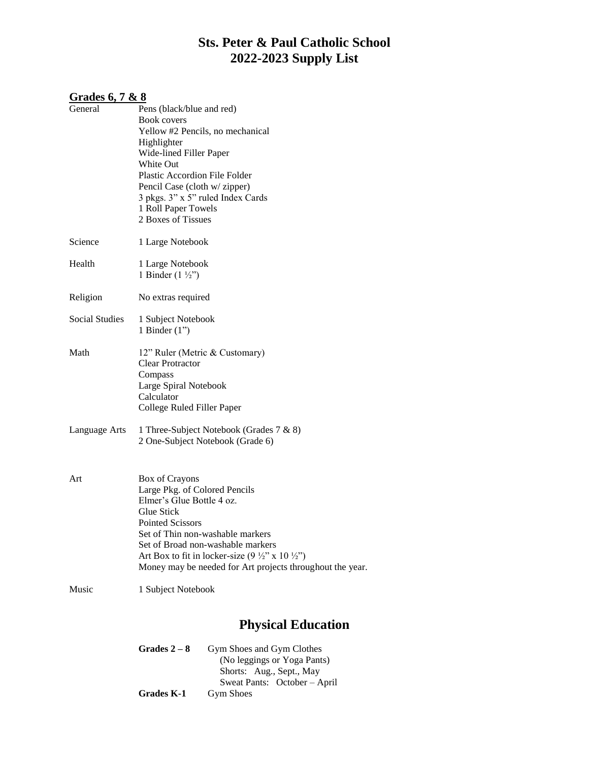# Sts. Peter & Paul Catholic School
# 2022-2023 Supply List

## Grades 6, 7 & 8

| | |
|---|---|
| General | Pens (black/blue and red)<br>Book covers<br>Yellow #2 Pencils, no mechanical<br>Highlighter<br>Wide-lined Filler Paper<br>White Out<br>Plastic Accordion File Folder<br>Pencil Case (cloth w/ zipper)<br>3 pkgs. 3" x 5" ruled Index Cards<br>1 Roll Paper Towels<br>2 Boxes of Tissues |
| Science | 1 Large Notebook |
| Health | 1 Large Notebook<br>1 Binder (1 ½") |
| Religion | No extras required |
| Social Studies | 1 Subject Notebook<br>1 Binder (1") |
| Math | 12" Ruler (Metric & Customary)<br>Clear Protractor<br>Compass<br>Large Spiral Notebook<br>Calculator<br>College Ruled Filler Paper |
| Language Arts | 1 Three-Subject Notebook (Grades 7 & 8)<br>2 One-Subject Notebook (Grade 6) |
| Art | Box of Crayons<br>Large Pkg. of Colored Pencils<br>Elmer's Glue Bottle 4 oz.<br>Glue Stick<br>Pointed Scissors<br>Set of Thin non-washable markers<br>Set of Broad non-washable markers<br>Art Box to fit in locker-size (9 ½" x 10 ½")<br>Money may be needed for Art projects throughout the year. |
| Music | 1 Subject Notebook |

# Physical Education

| | |
|---|---|
| **Grades 2 – 8** | Gym Shoes and Gym Clothes<br>(No leggings or Yoga Pants)<br>Shorts: Aug., Sept., May<br>Sweat Pants: October – April |
| **Grades K-1** | Gym Shoes |